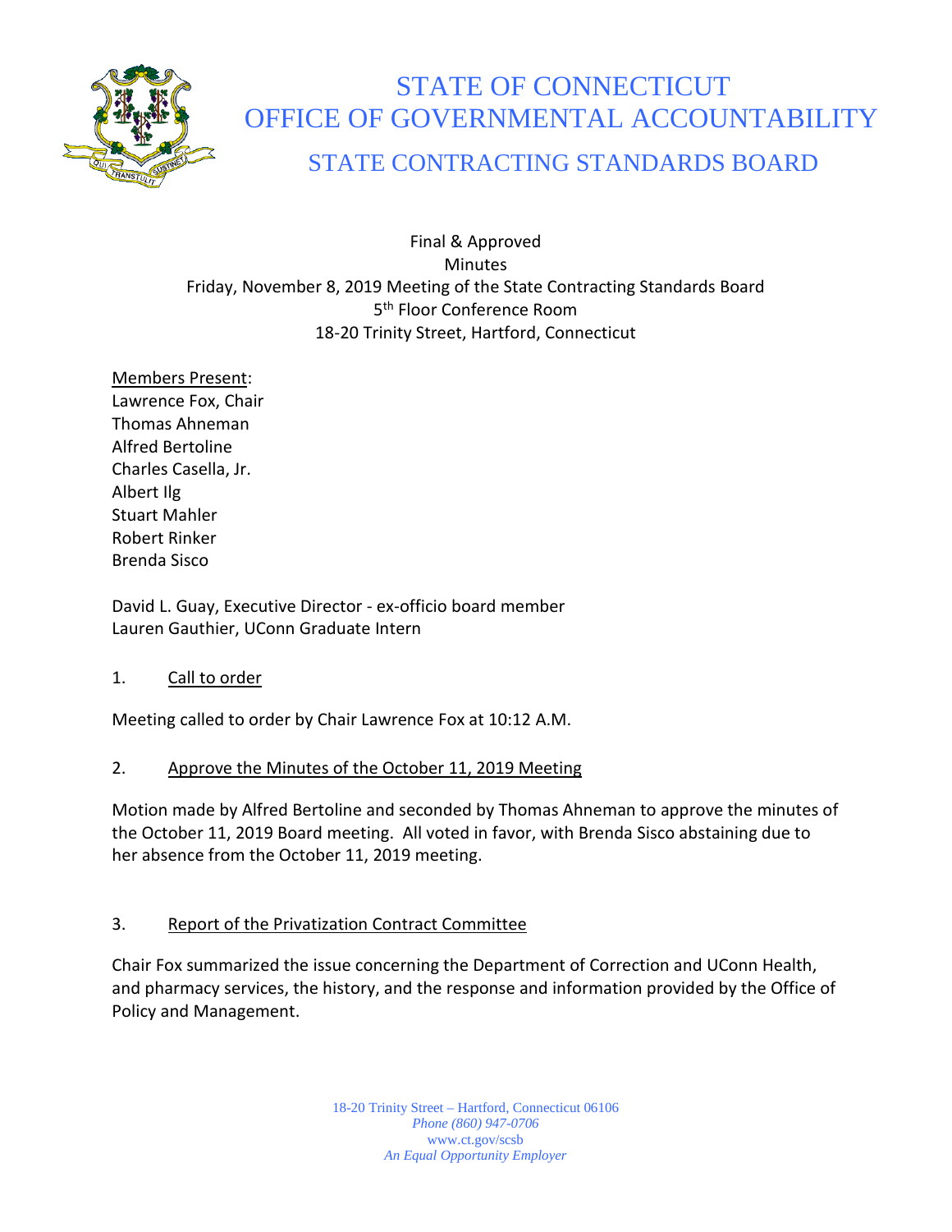# STATE OF CONNECTICUT
# OFFICE OF GOVERNMENTAL ACCOUNTABILITY
## STATE CONTRACTING STANDARDS BOARD

Final & Approved
Minutes
Friday, November 8, 2019 Meeting of the State Contracting Standards Board
5th Floor Conference Room
18-20 Trinity Street, Hartford, Connecticut

Members Present:
Lawrence Fox, Chair
Thomas Ahneman
Alfred Bertoline
Charles Casella, Jr.
Albert Ilg
Stuart Mahler
Robert Rinker
Brenda Sisco

David L. Guay, Executive Director - ex-officio board member
Lauren Gauthier, UConn Graduate Intern

1. Call to order

Meeting called to order by Chair Lawrence Fox at 10:12 A.M.

2. Approve the Minutes of the October 11, 2019 Meeting

Motion made by Alfred Bertoline and seconded by Thomas Ahneman to approve the minutes of the October 11, 2019 Board meeting. All voted in favor, with Brenda Sisco abstaining due to her absence from the October 11, 2019 meeting.

3. Report of the Privatization Contract Committee

Chair Fox summarized the issue concerning the Department of Correction and UConn Health, and pharmacy services, the history, and the response and information provided by the Office of Policy and Management.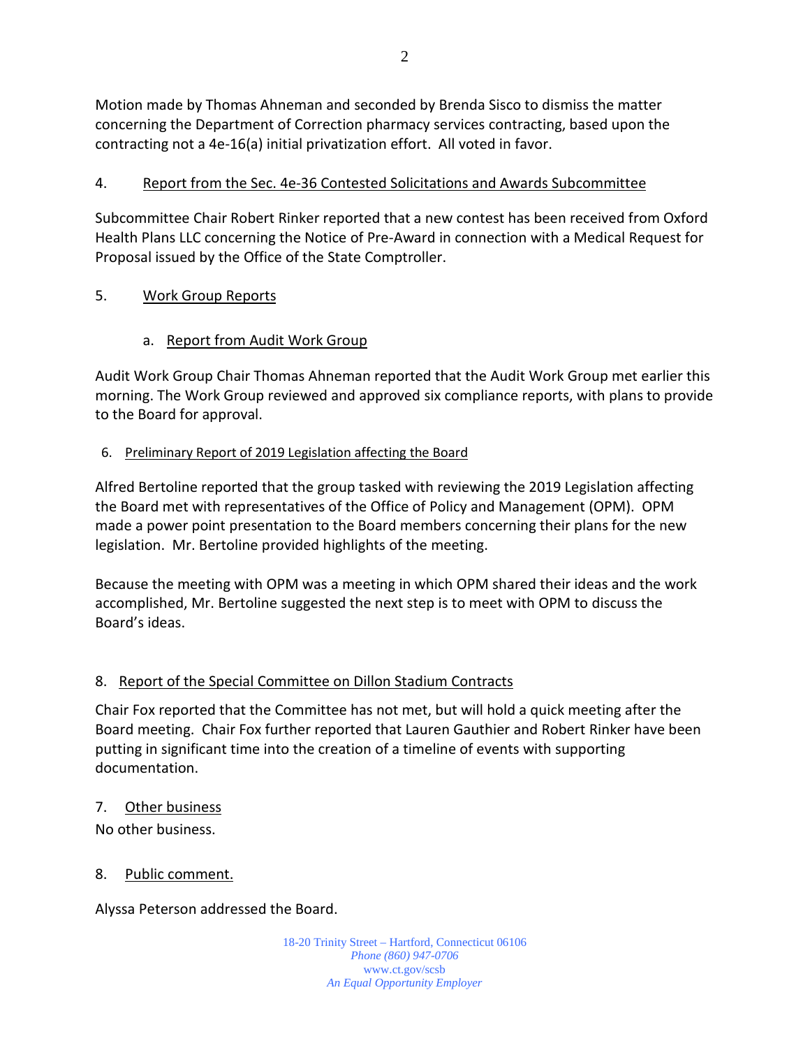Motion made by Thomas Ahneman and seconded by Brenda Sisco to dismiss the matter concerning the Department of Correction pharmacy services contracting, based upon the contracting not a 4e-16(a) initial privatization effort. All voted in favor.

4. Report from the Sec. 4e-36 Contested Solicitations and Awards Subcommittee

Subcommittee Chair Robert Rinker reported that a new contest has been received from Oxford Health Plans LLC concerning the Notice of Pre-Award in connection with a Medical Request for Proposal issued by the Office of the State Comptroller.

5. Work Group Reports

   a. Report from Audit Work Group

Audit Work Group Chair Thomas Ahneman reported that the Audit Work Group met earlier this morning. The Work Group reviewed and approved six compliance reports, with plans to provide to the Board for approval.

6. Preliminary Report of 2019 Legislation affecting the Board

Alfred Bertoline reported that the group tasked with reviewing the 2019 Legislation affecting the Board met with representatives of the Office of Policy and Management (OPM). OPM made a power point presentation to the Board members concerning their plans for the new legislation. Mr. Bertoline provided highlights of the meeting.

Because the meeting with OPM was a meeting in which OPM shared their ideas and the work accomplished, Mr. Bertoline suggested the next step is to meet with OPM to discuss the Board's ideas.

8. Report of the Special Committee on Dillon Stadium Contracts

Chair Fox reported that the Committee has not met, but will hold a quick meeting after the Board meeting. Chair Fox further reported that Lauren Gauthier and Robert Rinker have been putting in significant time into the creation of a timeline of events with supporting documentation.

7. Other business

No other business.

8. Public comment.

Alyssa Peterson addressed the Board.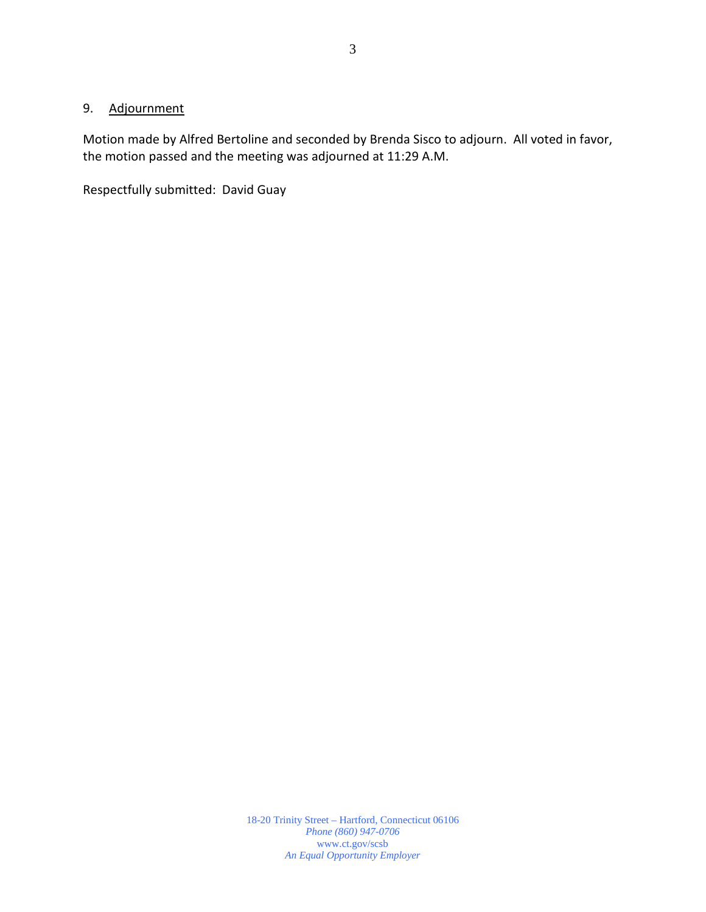9. Adjournment

Motion made by Alfred Bertoline and seconded by Brenda Sisco to adjourn. All voted in favor, the motion passed and the meeting was adjourned at 11:29 A.M.

Respectfully submitted: David Guay

18-20 Trinity Street – Hartford, Connecticut 06106
*Phone (860) 947-0706*
www.ct.gov/scsb
*An Equal Opportunity Employer*